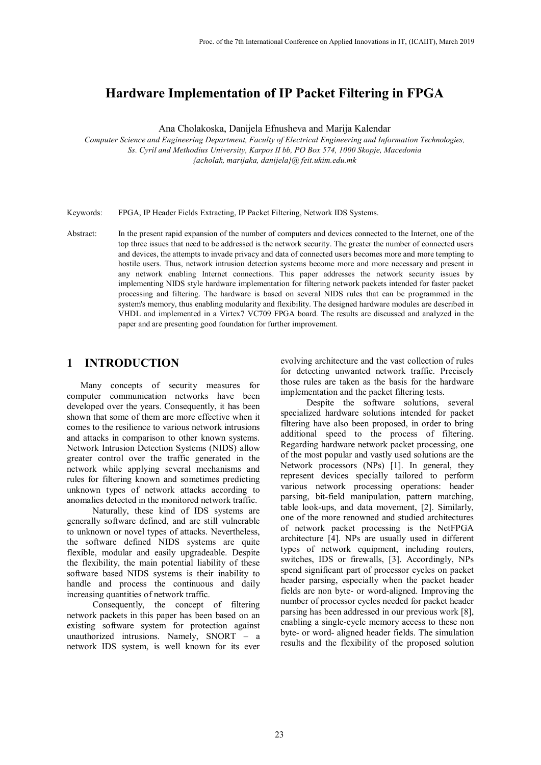# Hardware Implementation of IP Packet Filtering in FPGA

Ana Cholakoska, Danijela Efnusheva and Marija Kalendar

*Computer Science and Engineering Department, Faculty of Electrical Engineering and Information Technologies, Ss. Cyril and Methodius University, Karpos II bb, PO Box 574, 1000 Skopje, Macedonia*
*{acholak, marijaka, danijela}@feit.ukim.edu.mk*

Keywords: FPGA, IP Header Fields Extracting, IP Packet Filtering, Network IDS Systems.

Abstract: In the present rapid expansion of the number of computers and devices connected to the Internet, one of the top three issues that need to be addressed is the network security. The greater the number of connected users and devices, the attempts to invade privacy and data of connected users becomes more and more tempting to hostile users. Thus, network intrusion detection systems become more and more necessary and present in any network enabling Internet connections. This paper addresses the network security issues by implementing NIDS style hardware implementation for filtering network packets intended for faster packet processing and filtering. The hardware is based on several NIDS rules that can be programmed in the system's memory, thus enabling modularity and flexibility. The designed hardware modules are described in VHDL and implemented in a Virtex7 VC709 FPGA board. The results are discussed and analyzed in the paper and are presenting good foundation for further improvement.

## 1 INTRODUCTION

Many concepts of security measures for computer communication networks have been developed over the years. Consequently, it has been shown that some of them are more effective when it comes to the resilience to various network intrusions and attacks in comparison to other known systems. Network Intrusion Detection Systems (NIDS) allow greater control over the traffic generated in the network while applying several mechanisms and rules for filtering known and sometimes predicting unknown types of network attacks according to anomalies detected in the monitored network traffic.

Naturally, these kind of IDS systems are generally software defined, and are still vulnerable to unknown or novel types of attacks. Nevertheless, the software defined NIDS systems are quite flexible, modular and easily upgradeable. Despite the flexibility, the main potential liability of these software based NIDS systems is their inability to handle and process the continuous and daily increasing quantities of network traffic.

Consequently, the concept of filtering network packets in this paper has been based on an existing software system for protection against unauthorized intrusions. Namely, SNORT – a network IDS system, is well known for its ever evolving architecture and the vast collection of rules for detecting unwanted network traffic. Precisely those rules are taken as the basis for the hardware implementation and the packet filtering tests.

Despite the software solutions, several specialized hardware solutions intended for packet filtering have also been proposed, in order to bring additional speed to the process of filtering. Regarding hardware network packet processing, one of the most popular and vastly used solutions are the Network processors (NPs) [1]. In general, they represent devices specially tailored to perform various network processing operations: header parsing, bit-field manipulation, pattern matching, table look-ups, and data movement, [2]. Similarly, one of the more renowned and studied architectures of network packet processing is the NetFPGA architecture [4]. NPs are usually used in different types of network equipment, including routers, switches, IDS or firewalls, [3]. Accordingly, NPs spend significant part of processor cycles on packet header parsing, especially when the packet header fields are non byte- or word-aligned. Improving the number of processor cycles needed for packet header parsing has been addressed in our previous work [8], enabling a single-cycle memory access to these non byte- or word- aligned header fields. The simulation results and the flexibility of the proposed solution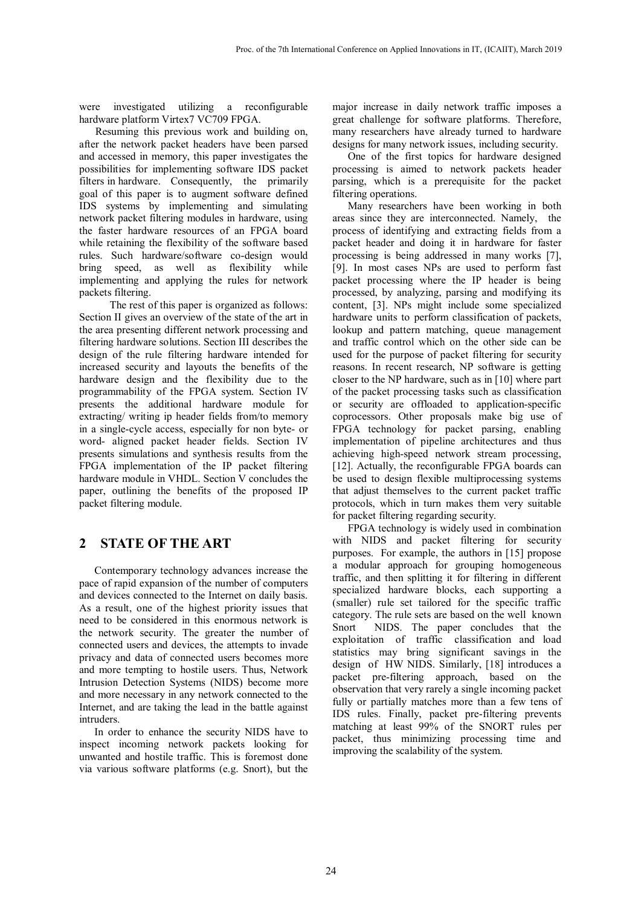were investigated utilizing a reconfigurable hardware platform Virtex7 VC709 FPGA.

Resuming this previous work and building on, after the network packet headers have been parsed and accessed in memory, this paper investigates the possibilities for implementing software IDS packet filters in hardware. Consequently, the primarily goal of this paper is to augment software defined IDS systems by implementing and simulating network packet filtering modules in hardware, using the faster hardware resources of an FPGA board while retaining the flexibility of the software based rules. Such hardware/software co-design would bring speed, as well as flexibility while implementing and applying the rules for network packets filtering.

The rest of this paper is organized as follows: Section II gives an overview of the state of the art in the area presenting different network processing and filtering hardware solutions. Section III describes the design of the rule filtering hardware intended for increased security and layouts the benefits of the hardware design and the flexibility due to the programmability of the FPGA system. Section IV presents the additional hardware module for extracting/ writing ip header fields from/to memory in a single-cycle access, especially for non byte- or word- aligned packet header fields. Section IV presents simulations and synthesis results from the FPGA implementation of the IP packet filtering hardware module in VHDL. Section V concludes the paper, outlining the benefits of the proposed IP packet filtering module.

## 2 STATE OF THE ART

Contemporary technology advances increase the pace of rapid expansion of the number of computers and devices connected to the Internet on daily basis. As a result, one of the highest priority issues that need to be considered in this enormous network is the network security. The greater the number of connected users and devices, the attempts to invade privacy and data of connected users becomes more and more tempting to hostile users. Thus, Network Intrusion Detection Systems (NIDS) become more and more necessary in any network connected to the Internet, and are taking the lead in the battle against intruders.

In order to enhance the security NIDS have to inspect incoming network packets looking for unwanted and hostile traffic. This is foremost done via various software platforms (e.g. Snort), but the major increase in daily network traffic imposes a great challenge for software platforms. Therefore, many researchers have already turned to hardware designs for many network issues, including security.

One of the first topics for hardware designed processing is aimed to network packets header parsing, which is a prerequisite for the packet filtering operations.

Many researchers have been working in both areas since they are interconnected. Namely, the process of identifying and extracting fields from a packet header and doing it in hardware for faster processing is being addressed in many works [7], [9]. In most cases NPs are used to perform fast packet processing where the IP header is being processed, by analyzing, parsing and modifying its content, [3]. NPs might include some specialized hardware units to perform classification of packets, lookup and pattern matching, queue management and traffic control which on the other side can be used for the purpose of packet filtering for security reasons. In recent research, NP software is getting closer to the NP hardware, such as in [10] where part of the packet processing tasks such as classification or security are offloaded to application-specific coprocessors. Other proposals make big use of FPGA technology for packet parsing, enabling implementation of pipeline architectures and thus achieving high-speed network stream processing, [12]. Actually, the reconfigurable FPGA boards can be used to design flexible multiprocessing systems that adjust themselves to the current packet traffic protocols, which in turn makes them very suitable for packet filtering regarding security.

FPGA technology is widely used in combination with NIDS and packet filtering for security purposes. For example, the authors in [15] propose a modular approach for grouping homogeneous traffic, and then splitting it for filtering in different specialized hardware blocks, each supporting a (smaller) rule set tailored for the specific traffic category. The rule sets are based on the well known Snort NIDS. The paper concludes that the exploitation of traffic classification and load statistics may bring significant savings in the design of HW NIDS. Similarly, [18] introduces a packet pre-filtering approach, based on the observation that very rarely a single incoming packet fully or partially matches more than a few tens of IDS rules. Finally, packet pre-filtering prevents matching at least 99% of the SNORT rules per packet, thus minimizing processing time and improving the scalability of the system.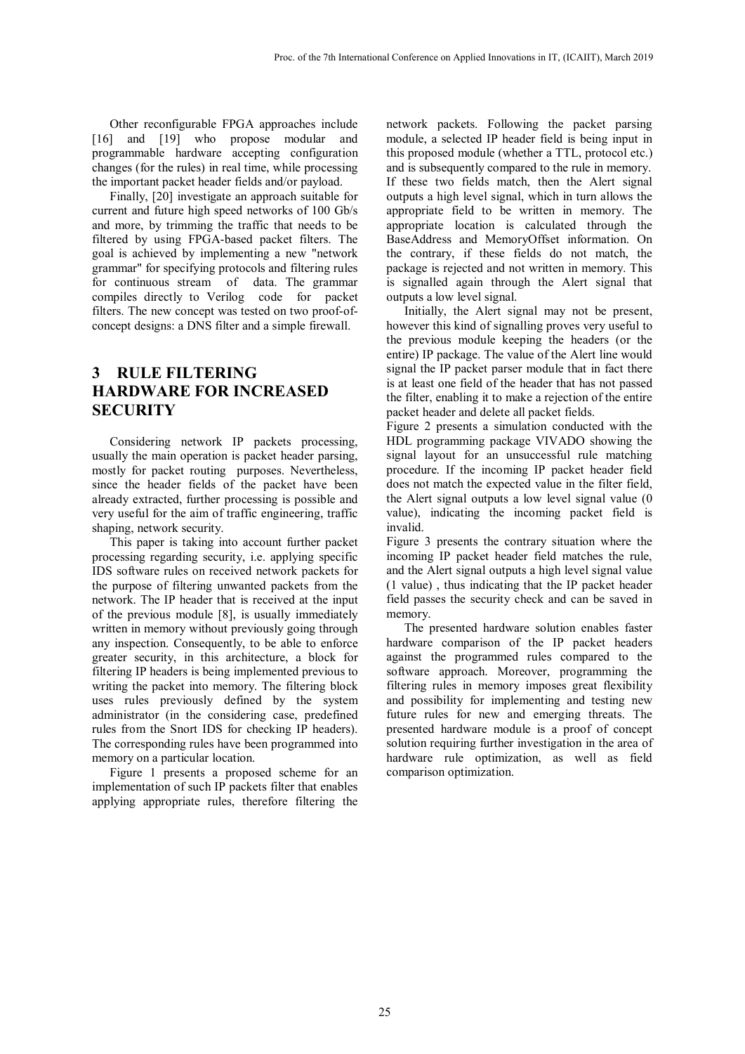Other reconfigurable FPGA approaches include [16] and [19] who propose modular and programmable hardware accepting configuration changes (for the rules) in real time, while processing the important packet header fields and/or payload.

Finally, [20] investigate an approach suitable for current and future high speed networks of 100 Gb/s and more, by trimming the traffic that needs to be filtered by using FPGA-based packet filters. The goal is achieved by implementing a new "network grammar" for specifying protocols and filtering rules for continuous stream of data. The grammar compiles directly to Verilog code for packet filters. The new concept was tested on two proof-of-concept designs: a DNS filter and a simple firewall.

# 3 RULE FILTERING HARDWARE FOR INCREASED SECURITY

Considering network IP packets processing, usually the main operation is packet header parsing, mostly for packet routing purposes. Nevertheless, since the header fields of the packet have been already extracted, further processing is possible and very useful for the aim of traffic engineering, traffic shaping, network security.

This paper is taking into account further packet processing regarding security, i.e. applying specific IDS software rules on received network packets for the purpose of filtering unwanted packets from the network. The IP header that is received at the input of the previous module [8], is usually immediately written in memory without previously going through any inspection. Consequently, to be able to enforce greater security, in this architecture, a block for filtering IP headers is being implemented previous to writing the packet into memory. The filtering block uses rules previously defined by the system administrator (in the considering case, predefined rules from the Snort IDS for checking IP headers). The corresponding rules have been programmed into memory on a particular location.

Figure 1 presents a proposed scheme for an implementation of such IP packets filter that enables applying appropriate rules, therefore filtering the network packets. Following the packet parsing module, a selected IP header field is being input in this proposed module (whether a TTL, protocol etc.) and is subsequently compared to the rule in memory. If these two fields match, then the Alert signal outputs a high level signal, which in turn allows the appropriate field to be written in memory. The appropriate location is calculated through the BaseAddress and MemoryOffset information. On the contrary, if these fields do not match, the package is rejected and not written in memory. This is signalled again through the Alert signal that outputs a low level signal.

Initially, the Alert signal may not be present, however this kind of signalling proves very useful to the previous module keeping the headers (or the entire) IP package. The value of the Alert line would signal the IP packet parser module that in fact there is at least one field of the header that has not passed the filter, enabling it to make a rejection of the entire packet header and delete all packet fields.

Figure 2 presents a simulation conducted with the HDL programming package VIVADO showing the signal layout for an unsuccessful rule matching procedure. If the incoming IP packet header field does not match the expected value in the filter field, the Alert signal outputs a low level signal value (0 value), indicating the incoming packet field is invalid.

Figure 3 presents the contrary situation where the incoming IP packet header field matches the rule, and the Alert signal outputs a high level signal value (1 value) , thus indicating that the IP packet header field passes the security check and can be saved in memory.

The presented hardware solution enables faster hardware comparison of the IP packet headers against the programmed rules compared to the software approach. Moreover, programming the filtering rules in memory imposes great flexibility and possibility for implementing and testing new future rules for new and emerging threats. The presented hardware module is a proof of concept solution requiring further investigation in the area of hardware rule optimization, as well as field comparison optimization.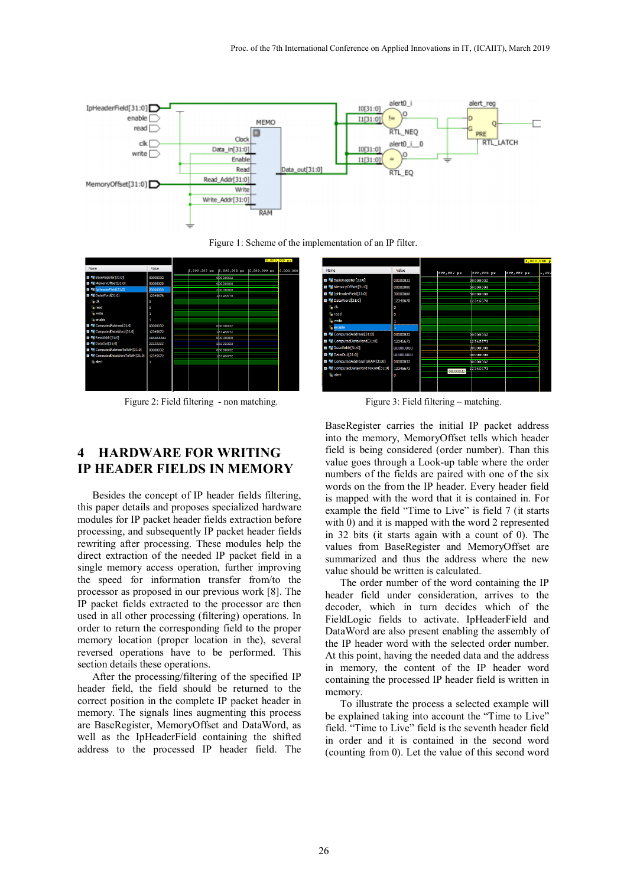Figure 1: Scheme of the implementation of an IP filter.

Figure 2: Field filtering - non matching.

Figure 3: Field filtering – matching.

## 4 HARDWARE FOR WRITING IP HEADER FIELDS IN MEMORY

Besides the concept of IP header fields filtering, this paper details and proposes specialized hardware modules for IP packet header fields extraction before processing, and subsequently IP packet header fields rewriting after processing. These modules help the direct extraction of the needed IP packet field in a single memory access operation, further improving the speed for information transfer from/to the processor as proposed in our previous work [8]. The IP packet fields extracted to the processor are then used in all other processing (filtering) operations. In order to return the corresponding field to the proper memory location (proper location in the), several reversed operations have to be performed. This section details these operations.

After the processing/filtering of the specified IP header field, the field should be returned to the correct position in the complete IP packet header in memory. The signals lines augmenting this process are BaseRegister, MemoryOffset and DataWord, as well as the IpHeaderField containing the shifted address to the processed IP header field. The BaseRegister carries the initial IP packet address into the memory, MemoryOffset tells which header field is being considered (order number). Than this value goes through a Look-up table where the order numbers of the fields are paired with one of the six words on the from the IP header. Every header field is mapped with the word that it is contained in. For example the field "Time to Live" is field 7 (it starts with 0) and it is mapped with the word 2 represented in 32 bits (it starts again with a count of 0). The values from BaseRegister and MemoryOffset are summarized and thus the address where the new value should be written is calculated.

The order number of the word containing the IP header field under consideration, arrives to the decoder, which in turn decides which of the FieldLogic fields to activate. IpHeaderField and DataWord are also present enabling the assembly of the IP header word with the selected order number. At this point, having the needed data and the address in memory, the content of the IP header word containing the processed IP header field is written in memory.

To illustrate the process a selected example will be explained taking into account the "Time to Live" field. "Time to Live" field is the seventh header field in order and it is contained in the second word (counting from 0). Let the value of this second word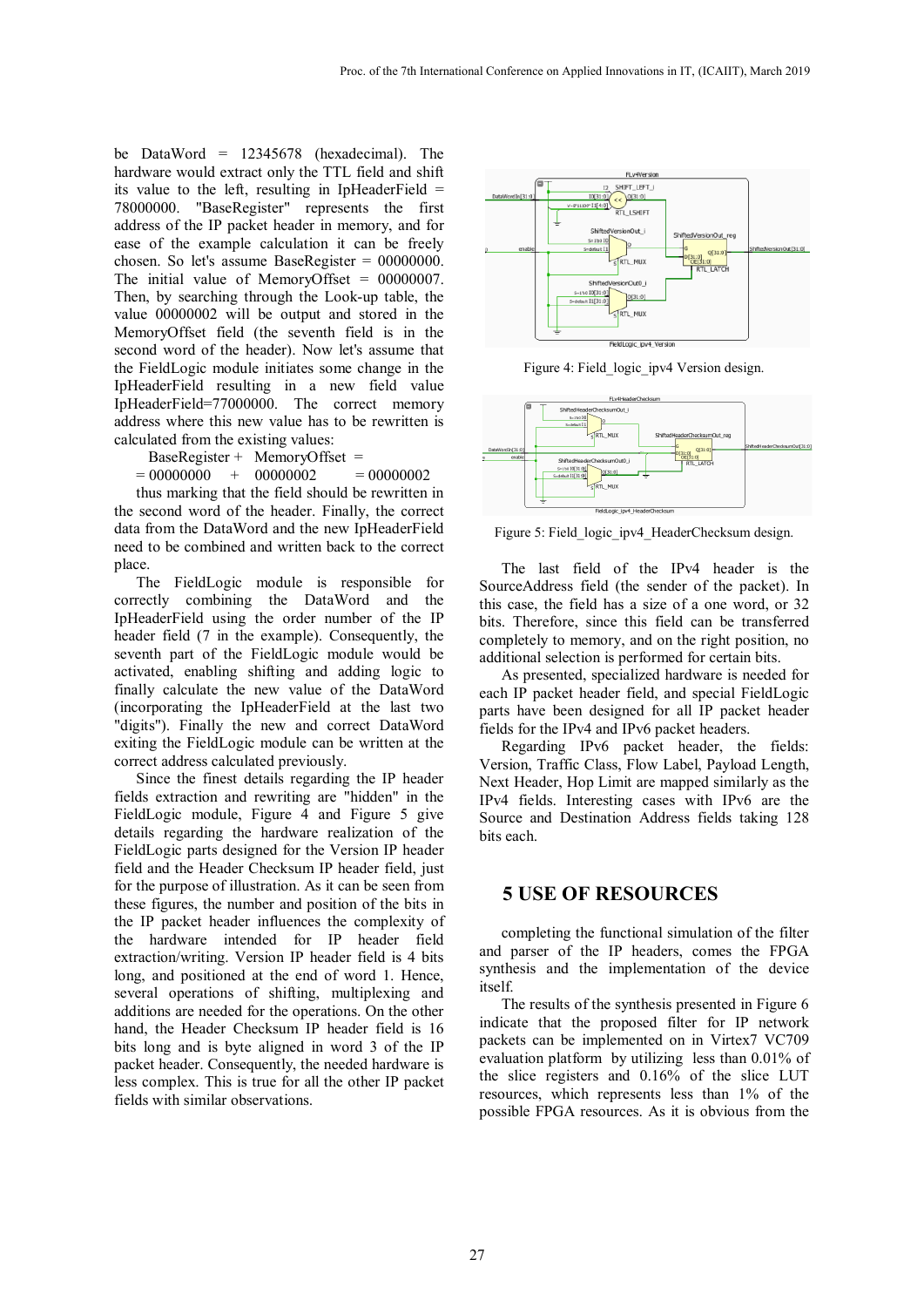be DataWord = 12345678 (hexadecimal). The hardware would extract only the TTL field and shift its value to the left, resulting in IpHeaderField = 78000000. "BaseRegister" represents the first address of the IP packet header in memory, and for ease of the example calculation it can be freely chosen. So let's assume BaseRegister = 00000000. The initial value of MemoryOffset = 00000007. Then, by searching through the Look-up table, the value 00000002 will be output and stored in the MemoryOffset field (the seventh field is in the second word of the header). Now let's assume that the FieldLogic module initiates some change in the IpHeaderField resulting in a new field value IpHeaderField=77000000. The correct memory address where this new value has to be rewritten is calculated from the existing values:

BaseRegister + MemoryOffset =
= 00000000 + 00000002 = 00000002

thus marking that the field should be rewritten in the second word of the header. Finally, the correct data from the DataWord and the new IpHeaderField need to be combined and written back to the correct place.

The FieldLogic module is responsible for correctly combining the DataWord and the IpHeaderField using the order number of the IP header field (7 in the example). Consequently, the seventh part of the FieldLogic module would be activated, enabling shifting and adding logic to finally calculate the new value of the DataWord (incorporating the IpHeaderField at the last two "digits"). Finally the new and correct DataWord exiting the FieldLogic module can be written at the correct address calculated previously.

Since the finest details regarding the IP header fields extraction and rewriting are "hidden" in the FieldLogic module, Figure 4 and Figure 5 give details regarding the hardware realization of the FieldLogic parts designed for the Version IP header field and the Header Checksum IP header field, just for the purpose of illustration. As it can be seen from these figures, the number and position of the bits in the IP packet header influences the complexity of the hardware intended for IP header field extraction/writing. Version IP header field is 4 bits long, and positioned at the end of word 1. Hence, several operations of shifting, multiplexing and additions are needed for the operations. On the other hand, the Header Checksum IP header field is 16 bits long and is byte aligned in word 3 of the IP packet header. Consequently, the needed hardware is less complex. This is true for all the other IP packet fields with similar observations.

Figure 4: Field_logic_ipv4 Version design.

Figure 5: Field_logic_ipv4_HeaderChecksum design.

The last field of the IPv4 header is the SourceAddress field (the sender of the packet). In this case, the field has a size of a one word, or 32 bits. Therefore, since this field can be transferred completely to memory, and on the right position, no additional selection is performed for certain bits.

As presented, specialized hardware is needed for each IP packet header field, and special FieldLogic parts have been designed for all IP packet header fields for the IPv4 and IPv6 packet headers.

Regarding IPv6 packet header, the fields: Version, Traffic Class, Flow Label, Payload Length, Next Header, Hop Limit are mapped similarly as the IPv4 fields. Interesting cases with IPv6 are the Source and Destination Address fields taking 128 bits each.

## 5 USE OF RESOURCES

completing the functional simulation of the filter and parser of the IP headers, comes the FPGA synthesis and the implementation of the device itself.

The results of the synthesis presented in Figure 6 indicate that the proposed filter for IP network packets can be implemented on in Virtex7 VC709 evaluation platform by utilizing less than 0.01% of the slice registers and 0.16% of the slice LUT resources, which represents less than 1% of the possible FPGA resources. As it is obvious from the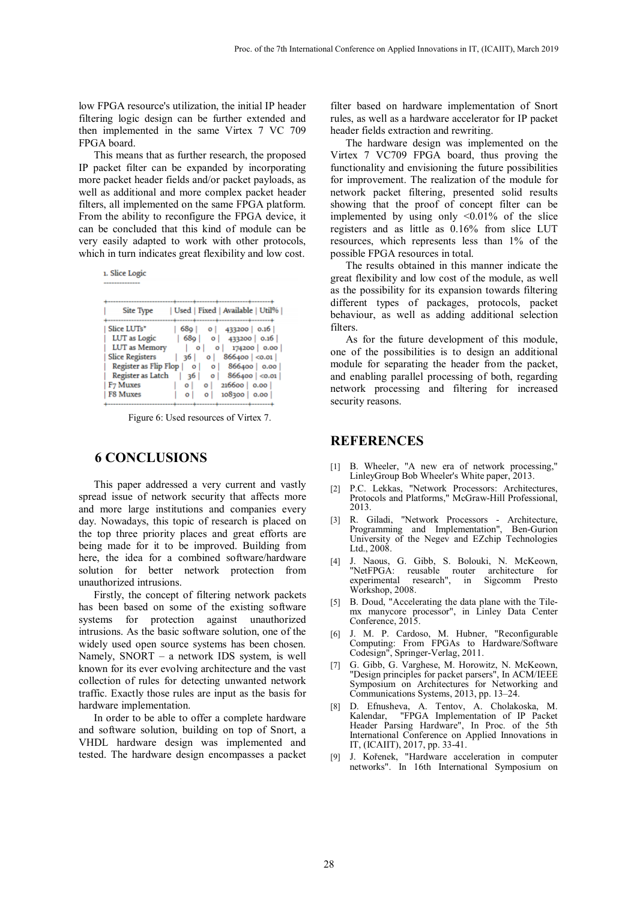low FPGA resource's utilization, the initial IP header filtering logic design can be further extended and then implemented in the same Virtex 7 VC 709 FPGA board.

This means that as further research, the proposed IP packet filter can be expanded by incorporating more packet header fields and/or packet payloads, as well as additional and more complex packet header filters, all implemented on the same FPGA platform. From the ability to reconfigure the FPGA device, it can be concluded that this kind of module can be very easily adapted to work with other protocols, which in turn indicates great flexibility and low cost.

1. Slice Logic

| Site Type | Used | Fixed | Available | Util% |
|---|---|---|---|---|
| Slice LUTs* | 689 | 0 | 433200 | 0.16 |
| LUT as Logic | 689 | 0 | 433200 | 0.16 |
| LUT as Memory | 0 | 0 | 174200 | 0.00 |
| Slice Registers | 36 | 0 | 866400 | <0.01 |
| Register as Flip Flop | 0 | 0 | 866400 | 0.00 |
| Register as Latch | 36 | 0 | 866400 | <0.01 |
| F7 Muxes | 0 | 0 | 216600 | 0.00 |
| F8 Muxes | 0 | 0 | 108300 | 0.00 |

Figure 6: Used resources of Virtex 7.

## 6 CONCLUSIONS

This paper addressed a very current and vastly spread issue of network security that affects more and more large institutions and companies every day. Nowadays, this topic of research is placed on the top three priority places and great efforts are being made for it to be improved. Building from here, the idea for a combined software/hardware solution for better network protection from unauthorized intrusions.

Firstly, the concept of filtering network packets has been based on some of the existing software systems for protection against unauthorized intrusions. As the basic software solution, one of the widely used open source systems has been chosen. Namely, SNORT – a network IDS system, is well known for its ever evolving architecture and the vast collection of rules for detecting unwanted network traffic. Exactly those rules are input as the basis for hardware implementation.

In order to be able to offer a complete hardware and software solution, building on top of Snort, a VHDL hardware design was implemented and tested. The hardware design encompasses a packet filter based on hardware implementation of Snort rules, as well as a hardware accelerator for IP packet header fields extraction and rewriting.

The hardware design was implemented on the Virtex 7 VC709 FPGA board, thus proving the functionality and envisioning the future possibilities for improvement. The realization of the module for network packet filtering, presented solid results showing that the proof of concept filter can be implemented by using only <0.01% of the slice registers and as little as 0.16% from slice LUT resources, which represents less than 1% of the possible FPGA resources in total.

The results obtained in this manner indicate the great flexibility and low cost of the module, as well as the possibility for its expansion towards filtering different types of packages, protocols, packet behaviour, as well as adding additional selection filters.

As for the future development of this module, one of the possibilities is to design an additional module for separating the header from the packet, and enabling parallel processing of both, regarding network processing and filtering for increased security reasons.

## REFERENCES

[1] B. Wheeler, "A new era of network processing," LinleyGroup Bob Wheeler's White paper, 2013.

[2] P.C. Lekkas, "Network Processors: Architectures, Protocols and Platforms," McGraw-Hill Professional, 2013.

[3] R. Giladi, "Network Processors - Architecture, Programming and Implementation", Ben-Gurion University of the Negev and EZchip Technologies Ltd., 2008.

[4] J. Naous, G. Gibb, S. Bolouki, N. McKeown, "NetFPGA: reusable router architecture for experimental research", in Sigcomm Presto Workshop, 2008.

[5] B. Doud, "Accelerating the data plane with the Tile-mx manycore processor", in Linley Data Center Conference, 2015.

[6] J. M. P. Cardoso, M. Hubner, "Reconfigurable Computing: From FPGAs to Hardware/Software Codesign", Springer-Verlag, 2011.

[7] G. Gibb, G. Varghese, M. Horowitz, N. McKeown, "Design principles for packet parsers", In ACM/IEEE Symposium on Architectures for Networking and Communications Systems, 2013, pp. 13–24.

[8] D. Efnusheva, A. Tentov, A. Cholakoska, M. Kalendar, "FPGA Implementation of IP Packet Header Parsing Hardware", In Proc. of the 5th International Conference on Applied Innovations in IT, (ICAIIT), 2017, pp. 33-41.

[9] J. Kořenek, "Hardware acceleration in computer networks". In 16th International Symposium on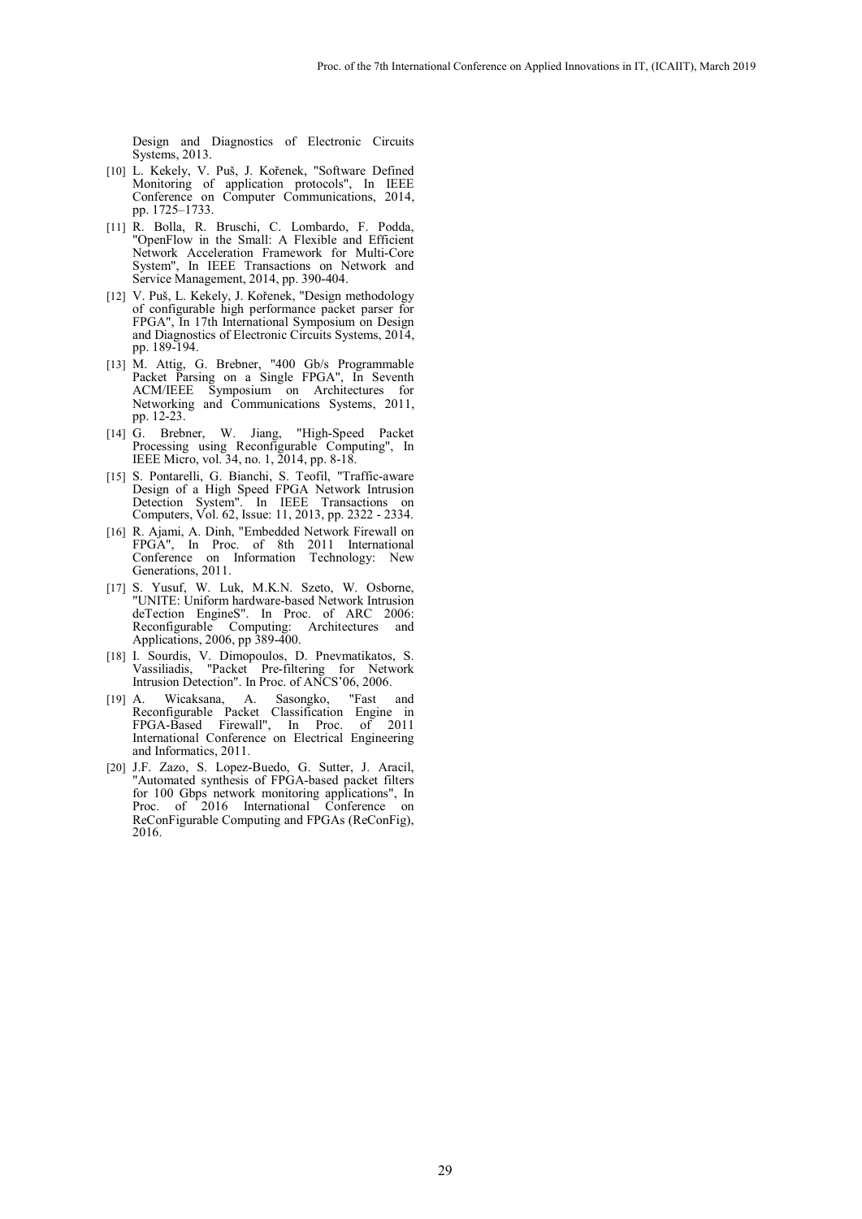Design and Diagnostics of Electronic Circuits Systems, 2013.

[10] L. Kekely, V. Puš, J. Kořenek, "Software Defined Monitoring of application protocols", In IEEE Conference on Computer Communications, 2014, pp. 1725–1733.

[11] R. Bolla, R. Bruschi, C. Lombardo, F. Podda, "OpenFlow in the Small: A Flexible and Efficient Network Acceleration Framework for Multi-Core System", In IEEE Transactions on Network and Service Management, 2014, pp. 390-404.

[12] V. Puš, L. Kekely, J. Kořenek, "Design methodology of configurable high performance packet parser for FPGA", In 17th International Symposium on Design and Diagnostics of Electronic Circuits Systems, 2014, pp. 189-194.

[13] M. Attig, G. Brebner, "400 Gb/s Programmable Packet Parsing on a Single FPGA", In Seventh ACM/IEEE Symposium on Architectures for Networking and Communications Systems, 2011, pp. 12-23.

[14] G. Brebner, W. Jiang, "High-Speed Packet Processing using Reconfigurable Computing", In IEEE Micro, vol. 34, no. 1, 2014, pp. 8-18.

[15] S. Pontarelli, G. Bianchi, S. Teofil, "Traffic-aware Design of a High Speed FPGA Network Intrusion Detection System". In IEEE Transactions on Computers, Vol. 62, Issue: 11, 2013, pp. 2322 - 2334.

[16] R. Ajami, A. Dinh, "Embedded Network Firewall on FPGA", In Proc. of 8th 2011 International Conference on Information Technology: New Generations, 2011.

[17] S. Yusuf, W. Luk, M.K.N. Szeto, W. Osborne, "UNITE: Uniform hardware-based Network Intrusion deTection EngineS". In Proc. of ARC 2006: Reconfigurable Computing: Architectures and Applications, 2006, pp 389-400.

[18] I. Sourdis, V. Dimopoulos, D. Pnevmatikatos, S. Vassiliadis, "Packet Pre-filtering for Network Intrusion Detection". In Proc. of ANCS'06, 2006.

[19] A. Wicaksana, A. Sasongko, "Fast and Reconfigurable Packet Classification Engine in FPGA-Based Firewall", In Proc. of 2011 International Conference on Electrical Engineering and Informatics, 2011.

[20] J.F. Zazo, S. Lopez-Buedo, G. Sutter, J. Aracil, "Automated synthesis of FPGA-based packet filters for 100 Gbps network monitoring applications", In Proc. of 2016 International Conference on ReConFigurable Computing and FPGAs (ReConFig), 2016.